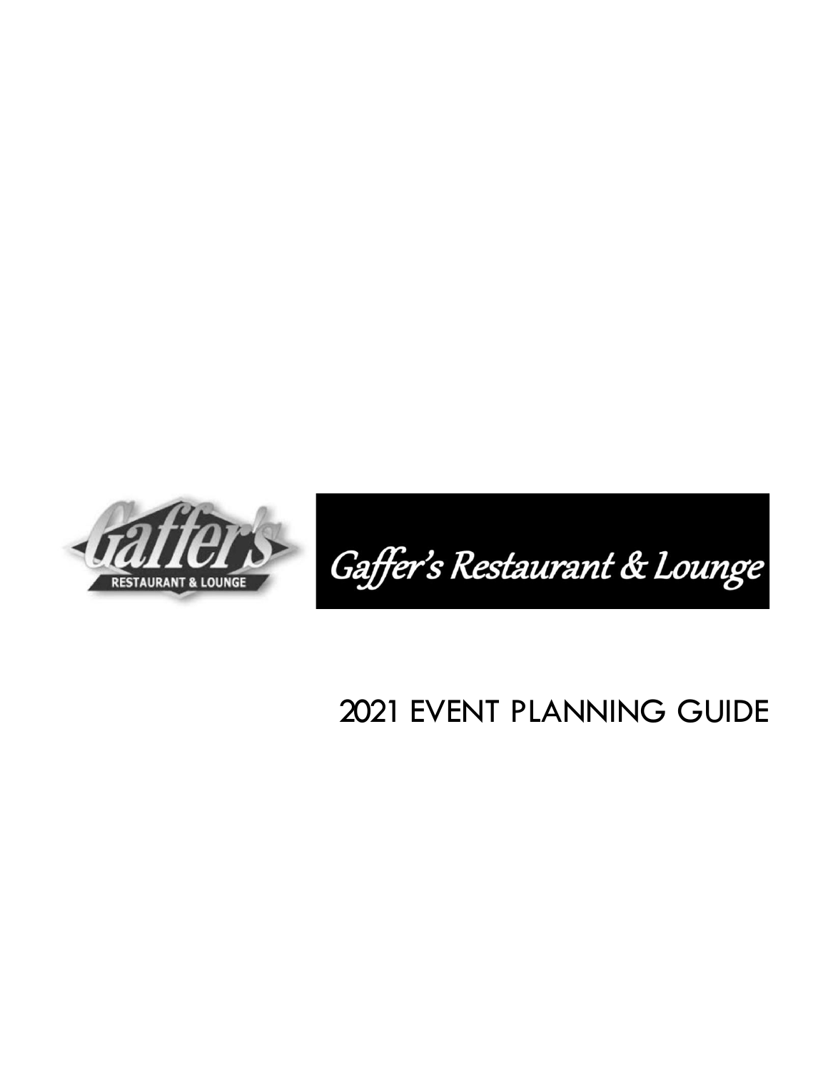Gaffer's Restaurant & Lounge

# 2021 EVENT PLANNING GUIDE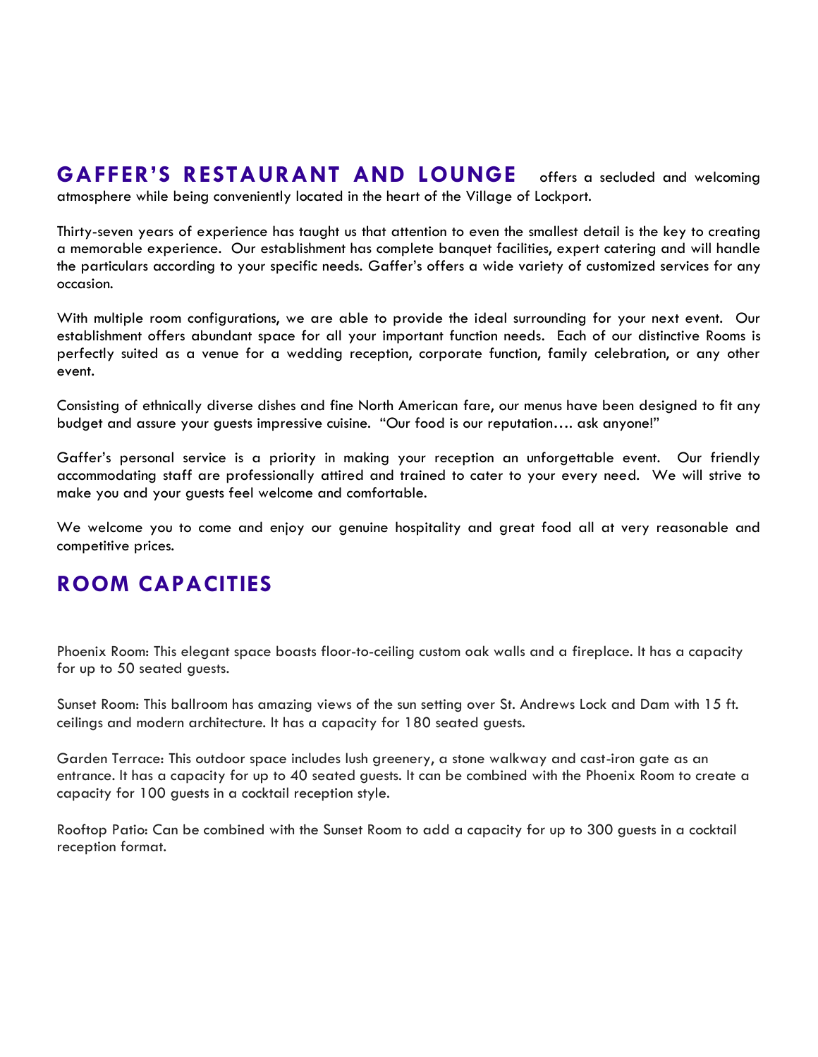**GAFFER'S RESTAURANT AND LOUNGE** offers a secluded and welcoming atmosphere while being conveniently located in the heart of the Village of Lockport.

Thirty-seven years of experience has taught us that attention to even the smallest detail is the key to creating a memorable experience. Our establishment has complete banquet facilities, expert catering and will handle the particulars according to your specific needs. Gaffer's offers a wide variety of customized services for any occasion.

With multiple room configurations, we are able to provide the ideal surrounding for your next event. Our establishment offers abundant space for all your important function needs. Each of our distinctive Rooms is perfectly suited as a venue for a wedding reception, corporate function, family celebration, or any other event.

Consisting of ethnically diverse dishes and fine North American fare, our menus have been designed to fit any budget and assure your guests impressive cuisine. "Our food is our reputation…. ask anyone!"

Gaffer's personal service is a priority in making your reception an unforgettable event. Our friendly accommodating staff are professionally attired and trained to cater to your every need. We will strive to make you and your guests feel welcome and comfortable.

We welcome you to come and enjoy our genuine hospitality and great food all at very reasonable and competitive prices.

## ROOM CAPACITIES

Phoenix Room: This elegant space boasts floor-to-ceiling custom oak walls and a fireplace. It has a capacity for up to 50 seated guests.

Sunset Room: This ballroom has amazing views of the sun setting over St. Andrews Lock and Dam with 15 ft. ceilings and modern architecture. It has a capacity for 180 seated guests.

Garden Terrace: This outdoor space includes lush greenery, a stone walkway and cast-iron gate as an entrance. It has a capacity for up to 40 seated guests. It can be combined with the Phoenix Room to create a capacity for 100 guests in a cocktail reception style.

Rooftop Patio: Can be combined with the Sunset Room to add a capacity for up to 300 guests in a cocktail reception format.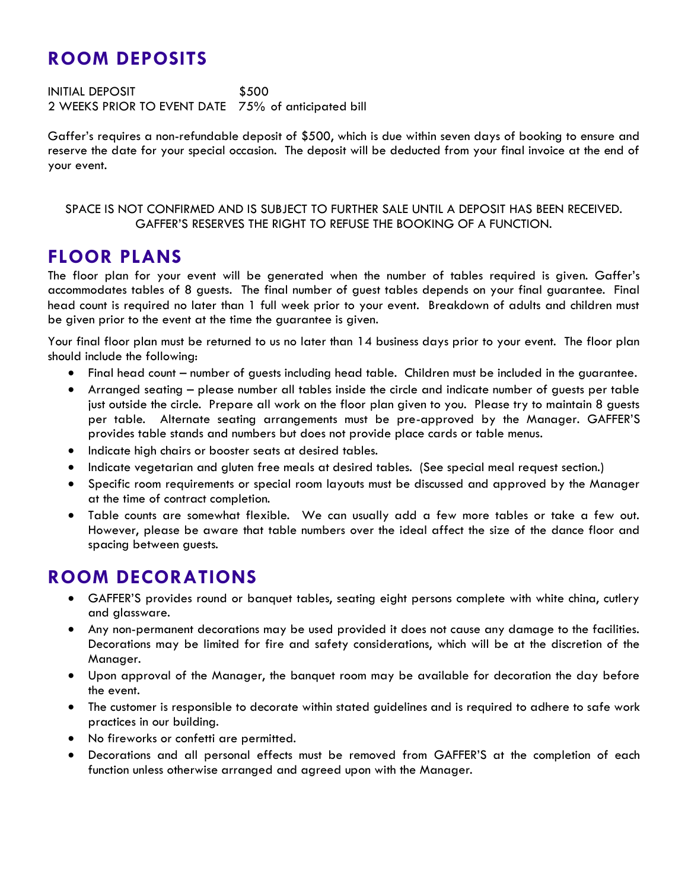## ROOM DEPOSITS

| | |
|---|---|
| INITIAL DEPOSIT | $500 |
| 2 WEEKS PRIOR TO EVENT DATE | 75% of anticipated bill |

Gaffer's requires a non-refundable deposit of $500, which is due within seven days of booking to ensure and reserve the date for your special occasion. The deposit will be deducted from your final invoice at the end of your event.

SPACE IS NOT CONFIRMED AND IS SUBJECT TO FURTHER SALE UNTIL A DEPOSIT HAS BEEN RECEIVED. GAFFER'S RESERVES THE RIGHT TO REFUSE THE BOOKING OF A FUNCTION.

## FLOOR PLANS

The floor plan for your event will be generated when the number of tables required is given. Gaffer's accommodates tables of 8 guests. The final number of guest tables depends on your final guarantee. Final head count is required no later than 1 full week prior to your event. Breakdown of adults and children must be given prior to the event at the time the guarantee is given.

Your final floor plan must be returned to us no later than 14 business days prior to your event. The floor plan should include the following:

- Final head count – number of guests including head table. Children must be included in the guarantee.
- Arranged seating – please number all tables inside the circle and indicate number of guests per table just outside the circle. Prepare all work on the floor plan given to you. Please try to maintain 8 guests per table. Alternate seating arrangements must be pre-approved by the Manager. GAFFER'S provides table stands and numbers but does not provide place cards or table menus.
- Indicate high chairs or booster seats at desired tables.
- Indicate vegetarian and gluten free meals at desired tables. (See special meal request section.)
- Specific room requirements or special room layouts must be discussed and approved by the Manager at the time of contract completion.
- Table counts are somewhat flexible. We can usually add a few more tables or take a few out. However, please be aware that table numbers over the ideal affect the size of the dance floor and spacing between guests.

## ROOM DECORATIONS

- GAFFER'S provides round or banquet tables, seating eight persons complete with white china, cutlery and glassware.
- Any non-permanent decorations may be used provided it does not cause any damage to the facilities. Decorations may be limited for fire and safety considerations, which will be at the discretion of the Manager.
- Upon approval of the Manager, the banquet room may be available for decoration the day before the event.
- The customer is responsible to decorate within stated guidelines and is required to adhere to safe work practices in our building.
- No fireworks or confetti are permitted.
- Decorations and all personal effects must be removed from GAFFER'S at the completion of each function unless otherwise arranged and agreed upon with the Manager.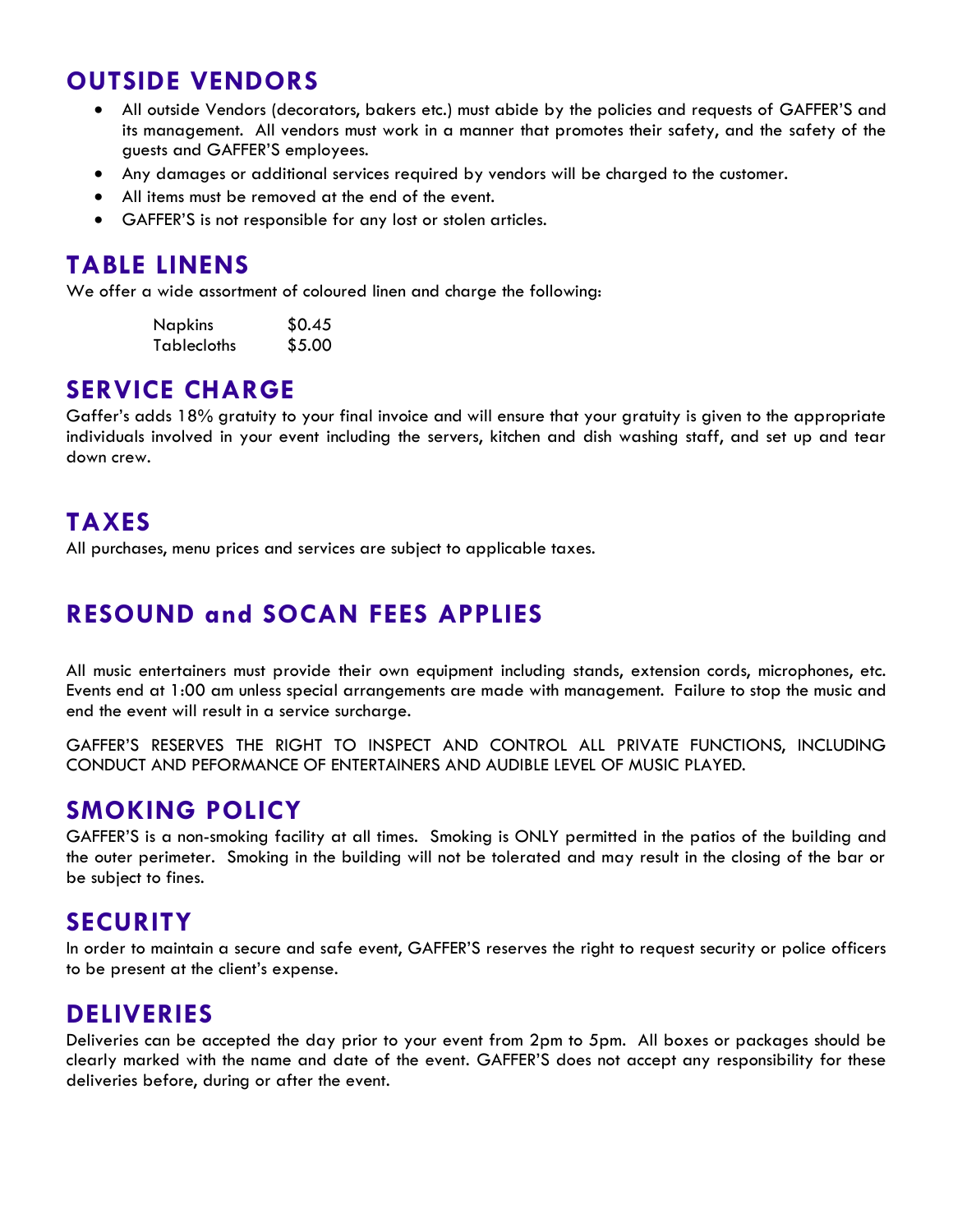## OUTSIDE VENDORS

- All outside Vendors (decorators, bakers etc.) must abide by the policies and requests of GAFFER'S and its management. All vendors must work in a manner that promotes their safety, and the safety of the guests and GAFFER'S employees.
- Any damages or additional services required by vendors will be charged to the customer.
- All items must be removed at the end of the event.
- GAFFER'S is not responsible for any lost or stolen articles.

## TABLE LINENS

We offer a wide assortment of coloured linen and charge the following:

| | |
|---|---|
| Napkins | $0.45 |
| Tablecloths | $5.00 |

## SERVICE CHARGE

Gaffer's adds 18% gratuity to your final invoice and will ensure that your gratuity is given to the appropriate individuals involved in your event including the servers, kitchen and dish washing staff, and set up and tear down crew.

## TAXES

All purchases, menu prices and services are subject to applicable taxes.

## RESOUND and SOCAN FEES APPLIES

All music entertainers must provide their own equipment including stands, extension cords, microphones, etc. Events end at 1:00 am unless special arrangements are made with management. Failure to stop the music and end the event will result in a service surcharge.

GAFFER'S RESERVES THE RIGHT TO INSPECT AND CONTROL ALL PRIVATE FUNCTIONS, INCLUDING CONDUCT AND PEFORMANCE OF ENTERTAINERS AND AUDIBLE LEVEL OF MUSIC PLAYED.

## SMOKING POLICY

GAFFER'S is a non-smoking facility at all times. Smoking is ONLY permitted in the patios of the building and the outer perimeter. Smoking in the building will not be tolerated and may result in the closing of the bar or be subject to fines.

## SECURITY

In order to maintain a secure and safe event, GAFFER'S reserves the right to request security or police officers to be present at the client's expense.

## DELIVERIES

Deliveries can be accepted the day prior to your event from 2pm to 5pm. All boxes or packages should be clearly marked with the name and date of the event. GAFFER'S does not accept any responsibility for these deliveries before, during or after the event.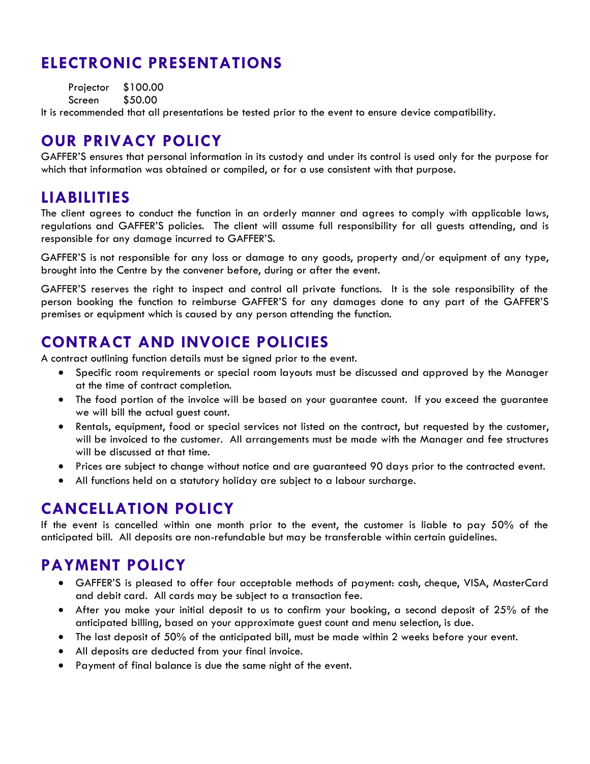## ELECTRONIC PRESENTATIONS

Projector $100.00
Screen $50.00

It is recommended that all presentations be tested prior to the event to ensure device compatibility.

## OUR PRIVACY POLICY

GAFFER'S ensures that personal information in its custody and under its control is used only for the purpose for which that information was obtained or compiled, or for a use consistent with that purpose.

## LIABILITIES

The client agrees to conduct the function in an orderly manner and agrees to comply with applicable laws, regulations and GAFFER'S policies. The client will assume full responsibility for all guests attending, and is responsible for any damage incurred to GAFFER'S.

GAFFER'S is not responsible for any loss or damage to any goods, property and/or equipment of any type, brought into the Centre by the convener before, during or after the event.

GAFFER'S reserves the right to inspect and control all private functions. It is the sole responsibility of the person booking the function to reimburse GAFFER'S for any damages done to any part of the GAFFER'S premises or equipment which is caused by any person attending the function.

## CONTRACT AND INVOICE POLICIES

A contract outlining function details must be signed prior to the event.

- Specific room requirements or special room layouts must be discussed and approved by the Manager at the time of contract completion.
- The food portion of the invoice will be based on your guarantee count. If you exceed the guarantee we will bill the actual guest count.
- Rentals, equipment, food or special services not listed on the contract, but requested by the customer, will be invoiced to the customer. All arrangements must be made with the Manager and fee structures will be discussed at that time.
- Prices are subject to change without notice and are guaranteed 90 days prior to the contracted event.
- All functions held on a statutory holiday are subject to a labour surcharge.

## CANCELLATION POLICY

If the event is cancelled within one month prior to the event, the customer is liable to pay 50% of the anticipated bill. All deposits are non-refundable but may be transferable within certain guidelines.

## PAYMENT POLICY

- GAFFER'S is pleased to offer four acceptable methods of payment: cash, cheque, VISA, MasterCard and debit card. All cards may be subject to a transaction fee.
- After you make your initial deposit to us to confirm your booking, a second deposit of 25% of the anticipated billing, based on your approximate guest count and menu selection, is due.
- The last deposit of 50% of the anticipated bill, must be made within 2 weeks before your event.
- All deposits are deducted from your final invoice.
- Payment of final balance is due the same night of the event.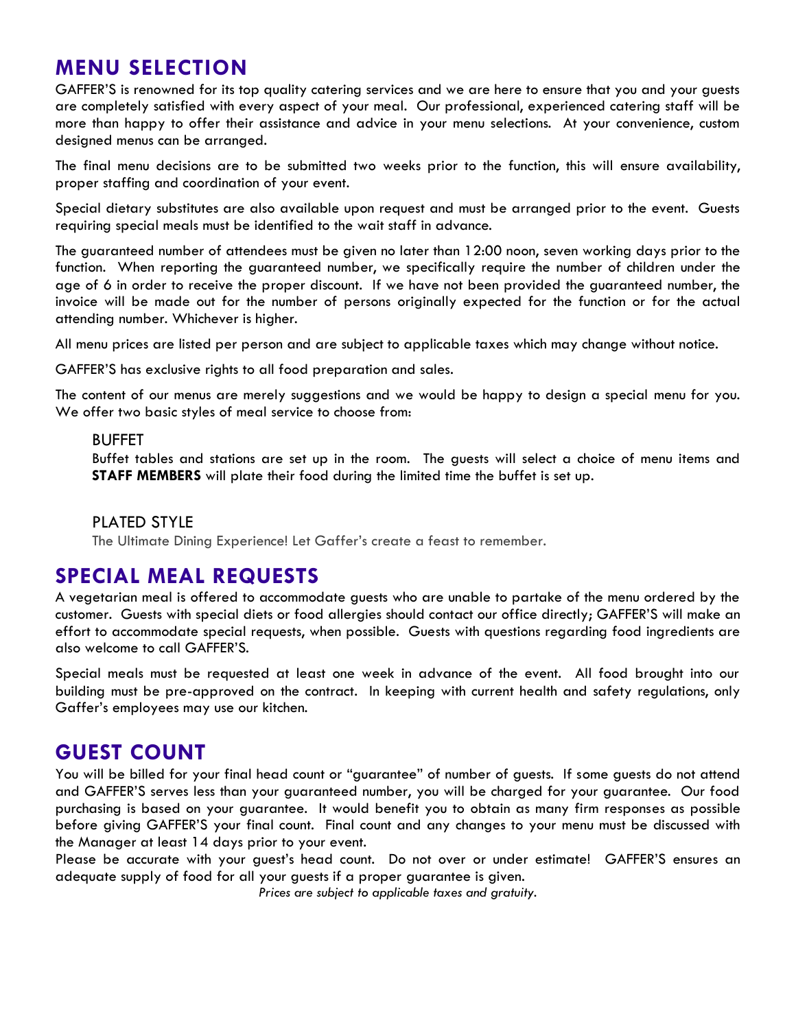## MENU SELECTION

GAFFER'S is renowned for its top quality catering services and we are here to ensure that you and your guests are completely satisfied with every aspect of your meal. Our professional, experienced catering staff will be more than happy to offer their assistance and advice in your menu selections. At your convenience, custom designed menus can be arranged.

The final menu decisions are to be submitted two weeks prior to the function, this will ensure availability, proper staffing and coordination of your event.

Special dietary substitutes are also available upon request and must be arranged prior to the event. Guests requiring special meals must be identified to the wait staff in advance.

The guaranteed number of attendees must be given no later than 12:00 noon, seven working days prior to the function. When reporting the guaranteed number, we specifically require the number of children under the age of 6 in order to receive the proper discount. If we have not been provided the guaranteed number, the invoice will be made out for the number of persons originally expected for the function or for the actual attending number. Whichever is higher.

All menu prices are listed per person and are subject to applicable taxes which may change without notice.

GAFFER'S has exclusive rights to all food preparation and sales.

The content of our menus are merely suggestions and we would be happy to design a special menu for you. We offer two basic styles of meal service to choose from:

### BUFFET

Buffet tables and stations are set up in the room. The guests will select a choice of menu items and **STAFF MEMBERS** will plate their food during the limited time the buffet is set up.

### PLATED STYLE

The Ultimate Dining Experience! Let Gaffer's create a feast to remember.

## SPECIAL MEAL REQUESTS

A vegetarian meal is offered to accommodate guests who are unable to partake of the menu ordered by the customer. Guests with special diets or food allergies should contact our office directly; GAFFER'S will make an effort to accommodate special requests, when possible. Guests with questions regarding food ingredients are also welcome to call GAFFER'S.

Special meals must be requested at least one week in advance of the event. All food brought into our building must be pre-approved on the contract. In keeping with current health and safety regulations, only Gaffer's employees may use our kitchen.

## GUEST COUNT

You will be billed for your final head count or "guarantee" of number of guests. If some guests do not attend and GAFFER'S serves less than your guaranteed number, you will be charged for your guarantee. Our food purchasing is based on your guarantee. It would benefit you to obtain as many firm responses as possible before giving GAFFER'S your final count. Final count and any changes to your menu must be discussed with the Manager at least 14 days prior to your event.

Please be accurate with your guest's head count. Do not over or under estimate! GAFFER'S ensures an adequate supply of food for all your guests if a proper guarantee is given.

*Prices are subject to applicable taxes and gratuity.*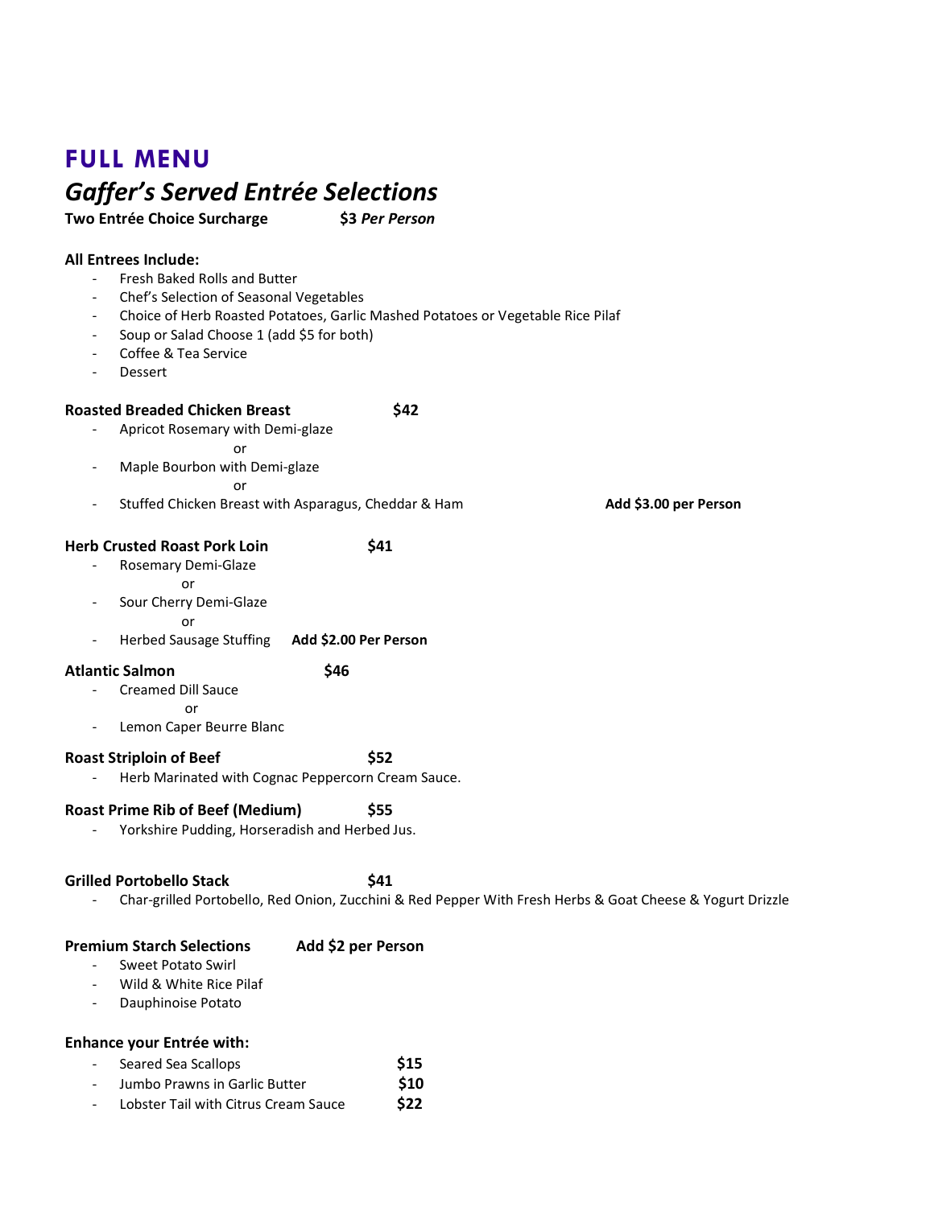# FULL MENU

## *Gaffer's Served Entrée Selections*

**Two Entrée Choice Surcharge** **$3** ***Per Person***

**All Entrees Include:**

- Fresh Baked Rolls and Butter
- Chef's Selection of Seasonal Vegetables
- Choice of Herb Roasted Potatoes, Garlic Mashed Potatoes or Vegetable Rice Pilaf
- Soup or Salad Choose 1 (add $5 for both)
- Coffee & Tea Service
- Dessert

**Roasted Breaded Chicken Breast** **$42**

- Apricot Rosemary with Demi-glaze

  or
- Maple Bourbon with Demi-glaze

  or
- Stuffed Chicken Breast with Asparagus, Cheddar & Ham **Add $3.00 per Person**

**Herb Crusted Roast Pork Loin** **$41**

- Rosemary Demi-Glaze

  or
- Sour Cherry Demi-Glaze

  or
- Herbed Sausage Stuffing **Add $2.00 Per Person**

**Atlantic Salmon** **$46**

- Creamed Dill Sauce

  or
- Lemon Caper Beurre Blanc

**Roast Striploin of Beef** **$52**

- Herb Marinated with Cognac Peppercorn Cream Sauce.

**Roast Prime Rib of Beef (Medium)** **$55**

- Yorkshire Pudding, Horseradish and Herbed Jus.

**Grilled Portobello Stack** **$41**

- Char-grilled Portobello, Red Onion, Zucchini & Red Pepper With Fresh Herbs & Goat Cheese & Yogurt Drizzle

**Premium Starch Selections** **Add $2 per Person**

- Sweet Potato Swirl
- Wild & White Rice Pilaf
- Dauphinoise Potato

**Enhance your Entrée with:**

- Seared Sea Scallops **$15**
- Jumbo Prawns in Garlic Butter **$10**
- Lobster Tail with Citrus Cream Sauce **$22**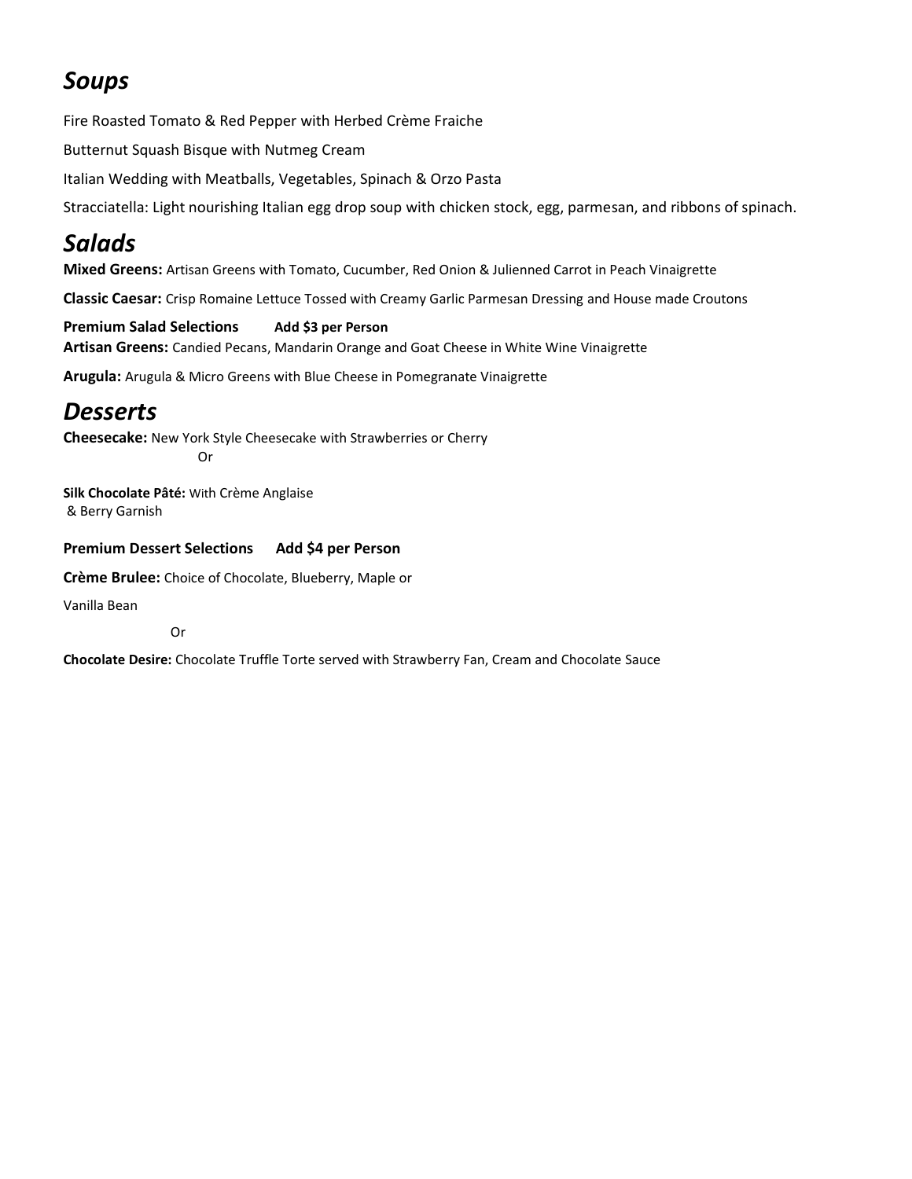# *Soups*

Fire Roasted Tomato & Red Pepper with Herbed Crème Fraiche

Butternut Squash Bisque with Nutmeg Cream

Italian Wedding with Meatballs, Vegetables, Spinach & Orzo Pasta

Stracciatella: Light nourishing Italian egg drop soup with chicken stock, egg, parmesan, and ribbons of spinach.

# *Salads*

**Mixed Greens:** Artisan Greens with Tomato, Cucumber, Red Onion & Julienned Carrot in Peach Vinaigrette

**Classic Caesar:** Crisp Romaine Lettuce Tossed with Creamy Garlic Parmesan Dressing and House made Croutons

**Premium Salad Selections** **Add $3 per Person**

**Artisan Greens:** Candied Pecans, Mandarin Orange and Goat Cheese in White Wine Vinaigrette

**Arugula:** Arugula & Micro Greens with Blue Cheese in Pomegranate Vinaigrette

# *Desserts*

**Cheesecake:** New York Style Cheesecake with Strawberries or Cherry

Or

**Silk Chocolate Pâté:** With Crème Anglaise & Berry Garnish

**Premium Dessert Selections** **Add $4 per Person**

**Crème Brulee:** Choice of Chocolate, Blueberry, Maple or Vanilla Bean

Or

**Chocolate Desire:** Chocolate Truffle Torte served with Strawberry Fan, Cream and Chocolate Sauce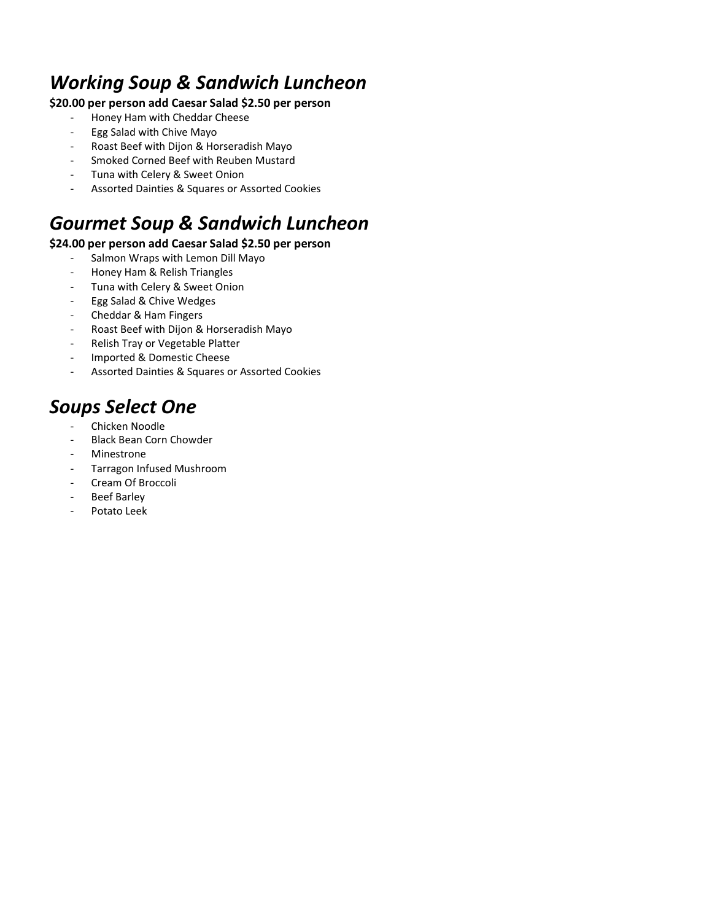## *Working Soup & Sandwich Luncheon*

**$20.00 per person add Caesar Salad $2.50 per person**

- Honey Ham with Cheddar Cheese
- Egg Salad with Chive Mayo
- Roast Beef with Dijon & Horseradish Mayo
- Smoked Corned Beef with Reuben Mustard
- Tuna with Celery & Sweet Onion
- Assorted Dainties & Squares or Assorted Cookies

## *Gourmet Soup & Sandwich Luncheon*

**$24.00 per person add Caesar Salad $2.50 per person**

- Salmon Wraps with Lemon Dill Mayo
- Honey Ham & Relish Triangles
- Tuna with Celery & Sweet Onion
- Egg Salad & Chive Wedges
- Cheddar & Ham Fingers
- Roast Beef with Dijon & Horseradish Mayo
- Relish Tray or Vegetable Platter
- Imported & Domestic Cheese
- Assorted Dainties & Squares or Assorted Cookies

## *Soups Select One*

- Chicken Noodle
- Black Bean Corn Chowder
- Minestrone
- Tarragon Infused Mushroom
- Cream Of Broccoli
- Beef Barley
- Potato Leek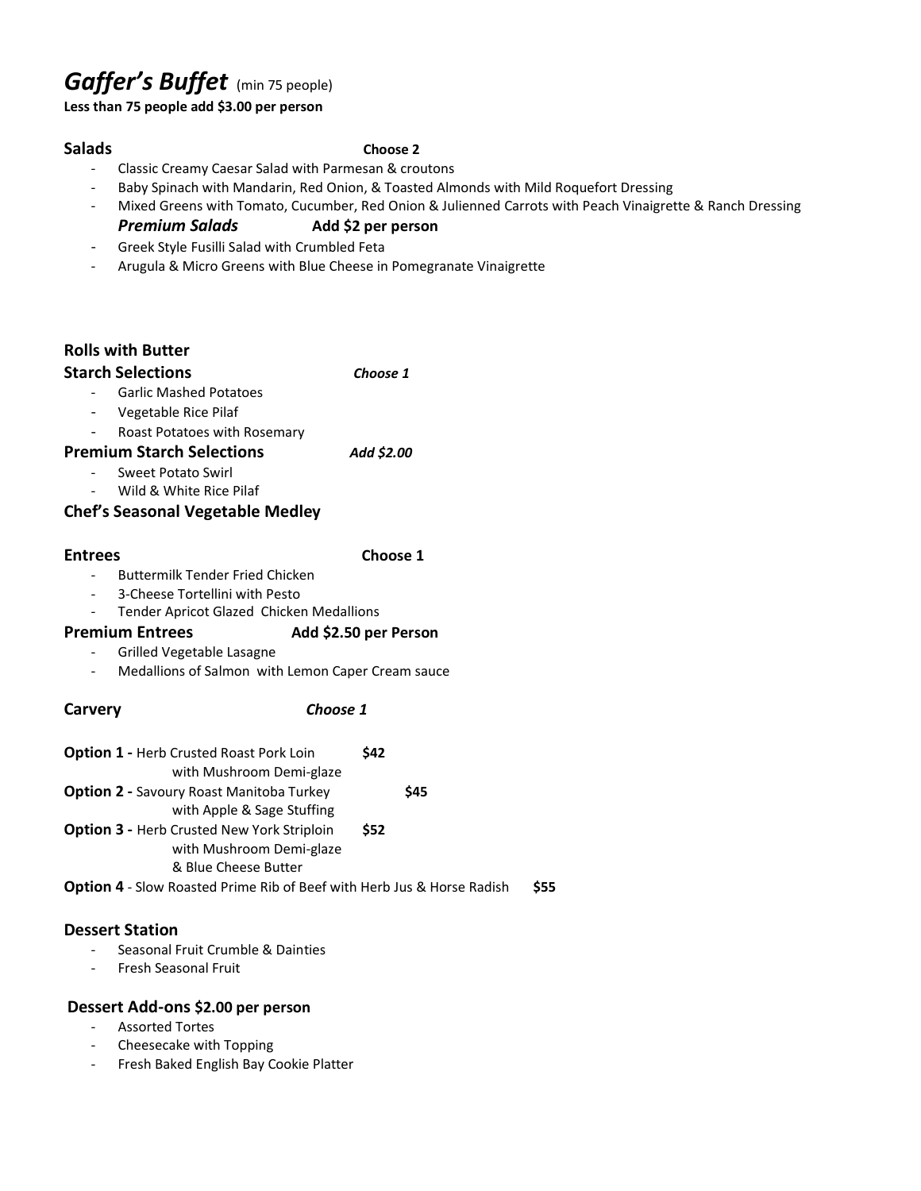# *Gaffer's Buffet* (min 75 people)

**Less than 75 people add $3.00 per person**

**Salads** **Choose 2**

- Classic Creamy Caesar Salad with Parmesan & croutons
- Baby Spinach with Mandarin, Red Onion, & Toasted Almonds with Mild Roquefort Dressing
- Mixed Greens with Tomato, Cucumber, Red Onion & Julienned Carrots with Peach Vinaigrette & Ranch Dressing

***Premium Salads*** **Add $2 per person**

- Greek Style Fusilli Salad with Crumbled Feta
- Arugula & Micro Greens with Blue Cheese in Pomegranate Vinaigrette

**Rolls with Butter**

**Starch Selections** ***Choose 1***

- Garlic Mashed Potatoes
- Vegetable Rice Pilaf
- Roast Potatoes with Rosemary

**Premium Starch Selections** ***Add $2.00***

- Sweet Potato Swirl
- Wild & White Rice Pilaf

**Chef's Seasonal Vegetable Medley**

**Entrees** **Choose 1**

- Buttermilk Tender Fried Chicken
- 3-Cheese Tortellini with Pesto
- Tender Apricot Glazed Chicken Medallions

**Premium Entrees** **Add $2.50 per Person**

- Grilled Vegetable Lasagne
- Medallions of Salmon with Lemon Caper Cream sauce

**Carvery** ***Choose 1***

**Option 1 -** Herb Crusted Roast Pork Loin with Mushroom Demi-glaze **$42**

**Option 2 -** Savoury Roast Manitoba Turkey with Apple & Sage Stuffing **$45**

**Option 3 -** Herb Crusted New York Striploin with Mushroom Demi-glaze & Blue Cheese Butter **$52**

**Option 4** - Slow Roasted Prime Rib of Beef with Herb Jus & Horse Radish **$55**

**Dessert Station**

- Seasonal Fruit Crumble & Dainties
- Fresh Seasonal Fruit

**Dessert Add-ons $2.00 per person**

- Assorted Tortes
- Cheesecake with Topping
- Fresh Baked English Bay Cookie Platter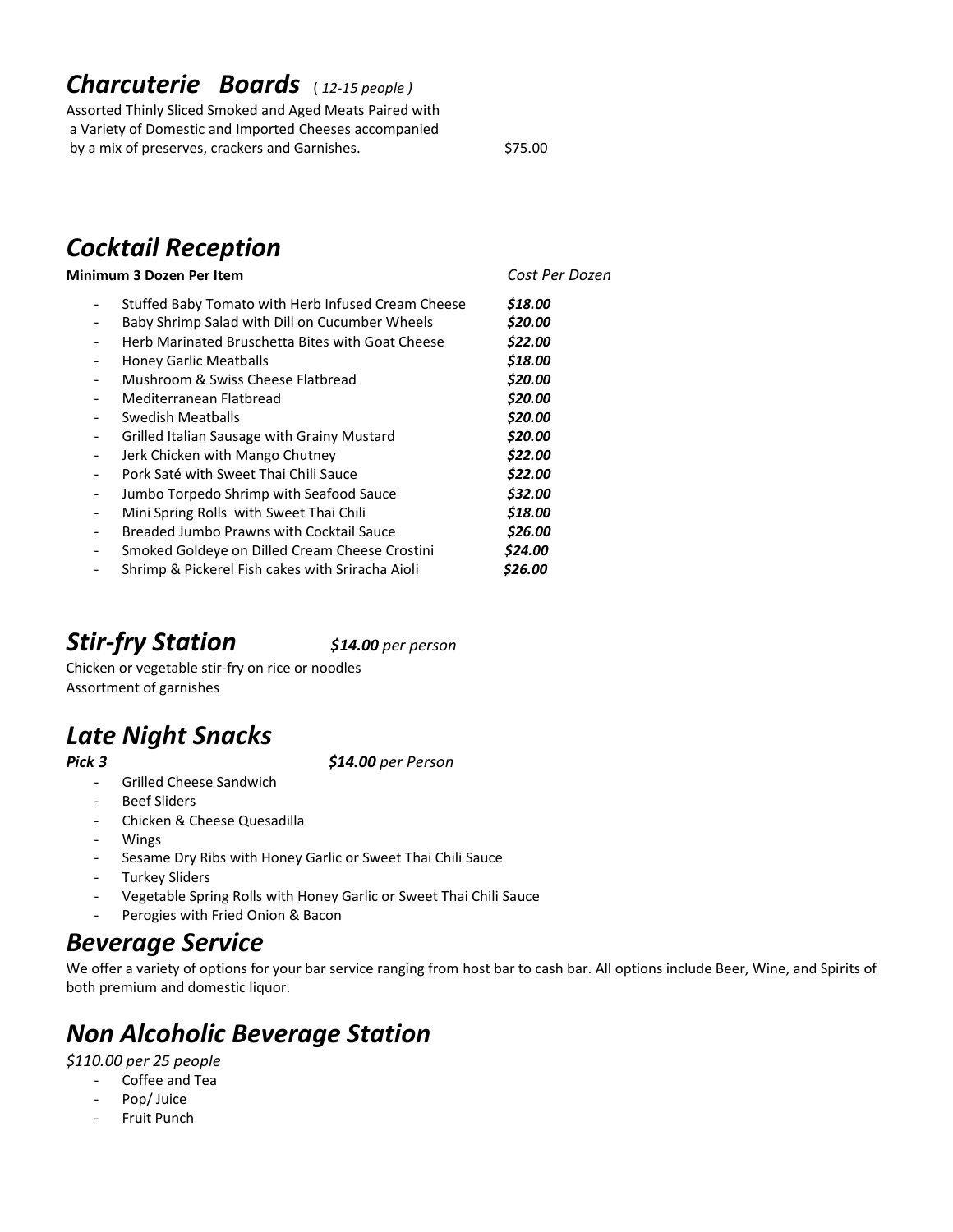## ***Charcuterie Boards*** *( 12-15 people )*

Assorted Thinly Sliced Smoked and Aged Meats Paired with a Variety of Domestic and Imported Cheeses accompanied by a mix of preserves, crackers and Garnishes. $75.00

## ***Cocktail Reception***

| **Minimum 3 Dozen Per Item** | *Cost Per Dozen* |
|---|---|
| - Stuffed Baby Tomato with Herb Infused Cream Cheese | ***$18.00*** |
| - Baby Shrimp Salad with Dill on Cucumber Wheels | ***$20.00*** |
| - Herb Marinated Bruschetta Bites with Goat Cheese | ***$22.00*** |
| - Honey Garlic Meatballs | ***$18.00*** |
| - Mushroom & Swiss Cheese Flatbread | ***$20.00*** |
| - Mediterranean Flatbread | ***$20.00*** |
| - Swedish Meatballs | ***$20.00*** |
| - Grilled Italian Sausage with Grainy Mustard | ***$20.00*** |
| - Jerk Chicken with Mango Chutney | ***$22.00*** |
| - Pork Saté with Sweet Thai Chili Sauce | ***$22.00*** |
| - Jumbo Torpedo Shrimp with Seafood Sauce | ***$32.00*** |
| - Mini Spring Rolls with Sweet Thai Chili | ***$18.00*** |
| - Breaded Jumbo Prawns with Cocktail Sauce | ***$26.00*** |
| - Smoked Goldeye on Dilled Cream Cheese Crostini | ***$24.00*** |
| - Shrimp & Pickerel Fish cakes with Sriracha Aioli | ***$26.00*** |

## ***Stir-fry Station*** ***$14.00*** *per person*

Chicken or vegetable stir-fry on rice or noodles
Assortment of garnishes

## ***Late Night Snacks***

***Pick 3*** ***$14.00*** *per Person*

- Grilled Cheese Sandwich
- Beef Sliders
- Chicken & Cheese Quesadilla
- Wings
- Sesame Dry Ribs with Honey Garlic or Sweet Thai Chili Sauce
- Turkey Sliders
- Vegetable Spring Rolls with Honey Garlic or Sweet Thai Chili Sauce
- Perogies with Fried Onion & Bacon

## ***Beverage Service***

We offer a variety of options for your bar service ranging from host bar to cash bar. All options include Beer, Wine, and Spirits of both premium and domestic liquor.

## ***Non Alcoholic Beverage Station***

*$110.00 per 25 people*

- Coffee and Tea
- Pop/ Juice
- Fruit Punch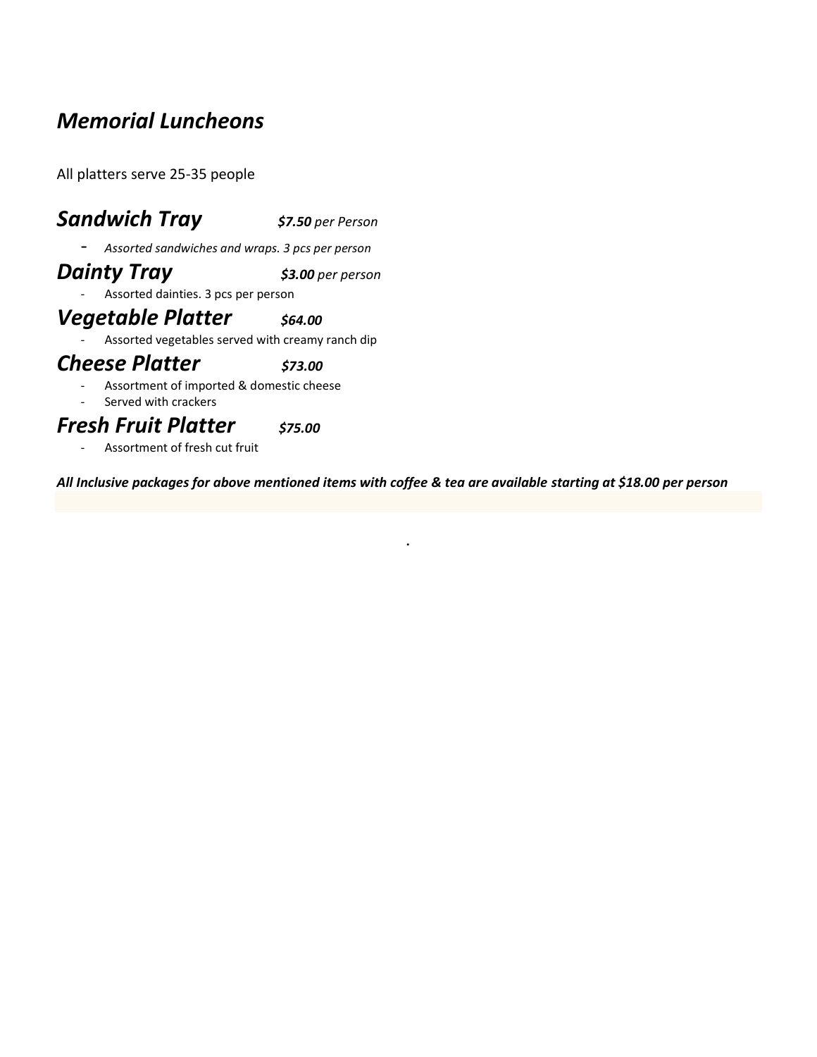# *Memorial Luncheons*

All platters serve 25-35 people

## ***Sandwich Tray*** ***$7.50*** *per Person*

- *Assorted sandwiches and wraps. 3 pcs per person*

## ***Dainty Tray*** ***$3.00*** *per person*

- Assorted dainties. 3 pcs per person

## ***Vegetable Platter*** ***$64.00***

- Assorted vegetables served with creamy ranch dip

## ***Cheese Platter*** ***$73.00***

- Assortment of imported & domestic cheese
- Served with crackers

## ***Fresh Fruit Platter*** ***$75.00***

- Assortment of fresh cut fruit

***All Inclusive packages for above mentioned items with coffee & tea are available starting at $18.00 per person***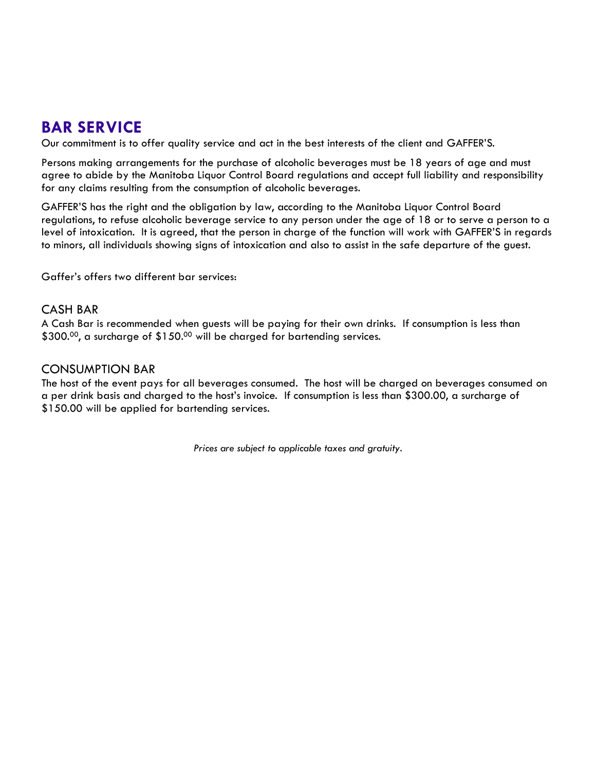## BAR SERVICE

Our commitment is to offer quality service and act in the best interests of the client and GAFFER'S.

Persons making arrangements for the purchase of alcoholic beverages must be 18 years of age and must agree to abide by the Manitoba Liquor Control Board regulations and accept full liability and responsibility for any claims resulting from the consumption of alcoholic beverages.

GAFFER'S has the right and the obligation by law, according to the Manitoba Liquor Control Board regulations, to refuse alcoholic beverage service to any person under the age of 18 or to serve a person to a level of intoxication. It is agreed, that the person in charge of the function will work with GAFFER'S in regards to minors, all individuals showing signs of intoxication and also to assist in the safe departure of the guest.

Gaffer's offers two different bar services:

### CASH BAR

A Cash Bar is recommended when guests will be paying for their own drinks. If consumption is less than \$300.00, a surcharge of \$150.00 will be charged for bartending services.

### CONSUMPTION BAR

The host of the event pays for all beverages consumed. The host will be charged on beverages consumed on a per drink basis and charged to the host's invoice. If consumption is less than \$300.00, a surcharge of \$150.00 will be applied for bartending services.

*Prices are subject to applicable taxes and gratuity.*